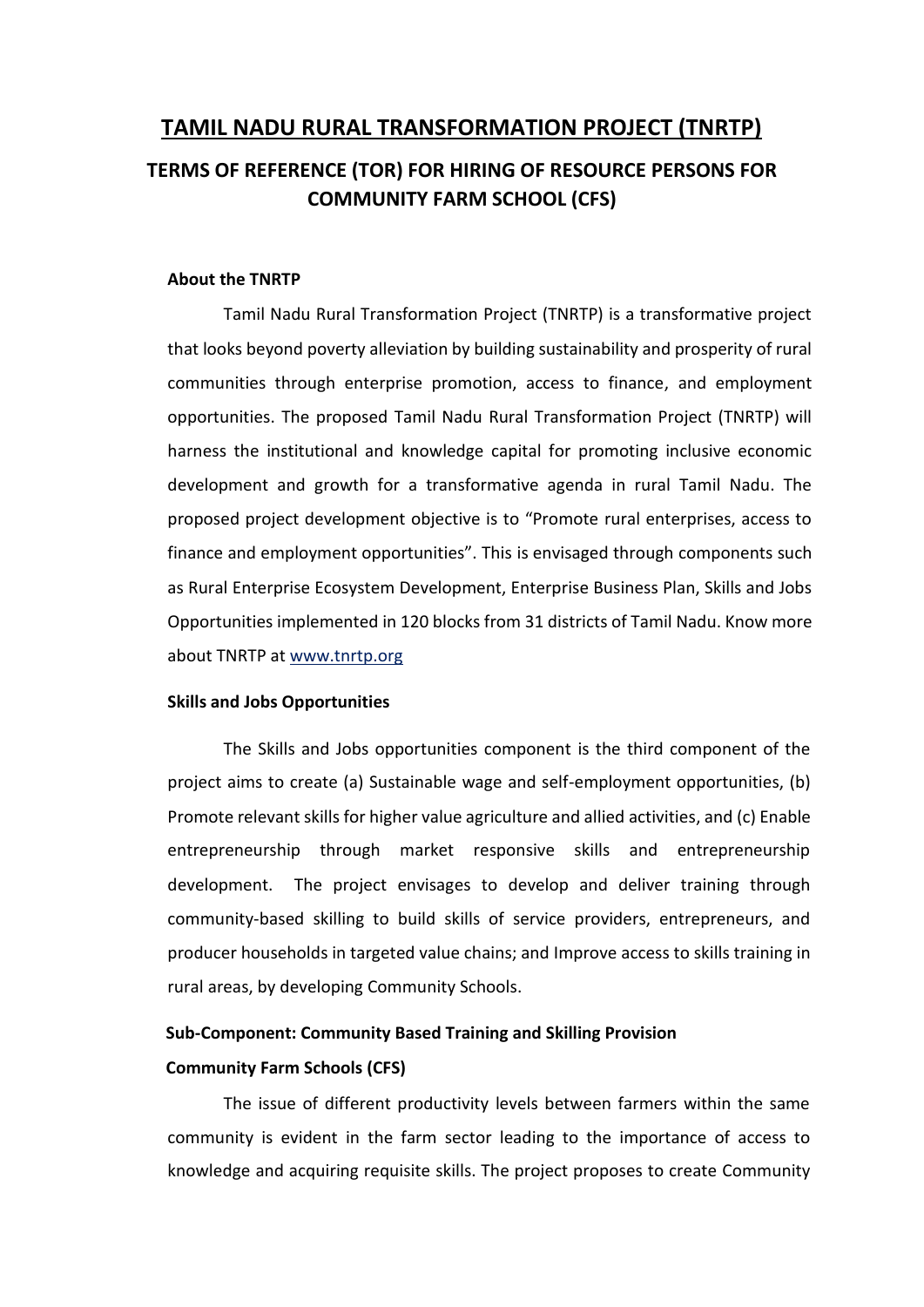# TAMIL NADU RURAL TRANSFORMATION PROJECT (TNRTP)

## TERMS OF REFERENCE (TOR) FOR HIRING OF RESOURCE PERSONS FOR COMMUNITY FARM SCHOOL (CFS)

### About the TNRTP

Tamil Nadu Rural Transformation Project (TNRTP) is a transformative project that looks beyond poverty alleviation by building sustainability and prosperity of rural communities through enterprise promotion, access to finance, and employment opportunities. The proposed Tamil Nadu Rural Transformation Project (TNRTP) will harness the institutional and knowledge capital for promoting inclusive economic development and growth for a transformative agenda in rural Tamil Nadu. The proposed project development objective is to "Promote rural enterprises, access to finance and employment opportunities". This is envisaged through components such as Rural Enterprise Ecosystem Development, Enterprise Business Plan, Skills and Jobs Opportunities implemented in 120 blocks from 31 districts of Tamil Nadu. Know more about TNRTP at www.tnrtp.org

### Skills and Jobs Opportunities

The Skills and Jobs opportunities component is the third component of the project aims to create (a) Sustainable wage and self-employment opportunities, (b) Promote relevant skills for higher value agriculture and allied activities, and (c) Enable entrepreneurship through market responsive skills and entrepreneurship development. The project envisages to develop and deliver training through community-based skilling to build skills of service providers, entrepreneurs, and producer households in targeted value chains; and Improve access to skills training in rural areas, by developing Community Schools.

### Sub-Component: Community Based Training and Skilling Provision

### Community Farm Schools (CFS)

The issue of different productivity levels between farmers within the same community is evident in the farm sector leading to the importance of access to knowledge and acquiring requisite skills. The project proposes to create Community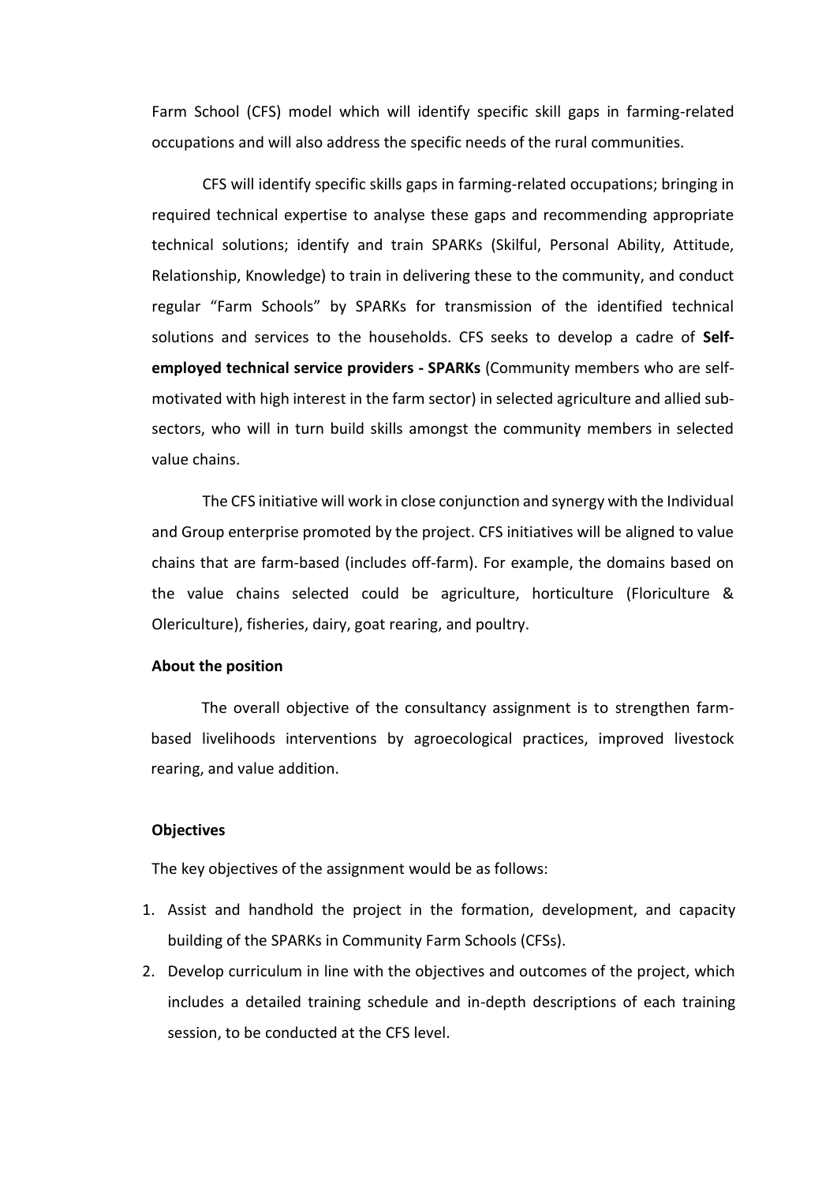Farm School (CFS) model which will identify specific skill gaps in farming-related occupations and will also address the specific needs of the rural communities.

CFS will identify specific skills gaps in farming-related occupations; bringing in required technical expertise to analyse these gaps and recommending appropriate technical solutions; identify and train SPARKs (Skilful, Personal Ability, Attitude, Relationship, Knowledge) to train in delivering these to the community, and conduct regular "Farm Schools" by SPARKs for transmission of the identified technical solutions and services to the households. CFS seeks to develop a cadre of **Self-employed technical service providers - SPARKs** (Community members who are self-motivated with high interest in the farm sector) in selected agriculture and allied sub-sectors, who will in turn build skills amongst the community members in selected value chains.

The CFS initiative will work in close conjunction and synergy with the Individual and Group enterprise promoted by the project. CFS initiatives will be aligned to value chains that are farm-based (includes off-farm). For example, the domains based on the value chains selected could be agriculture, horticulture (Floriculture & Olericulture), fisheries, dairy, goat rearing, and poultry.

**About the position**

The overall objective of the consultancy assignment is to strengthen farm-based livelihoods interventions by agroecological practices, improved livestock rearing, and value addition.

**Objectives**

The key objectives of the assignment would be as follows:

1. Assist and handhold the project in the formation, development, and capacity building of the SPARKs in Community Farm Schools (CFSs).
2. Develop curriculum in line with the objectives and outcomes of the project, which includes a detailed training schedule and in-depth descriptions of each training session, to be conducted at the CFS level.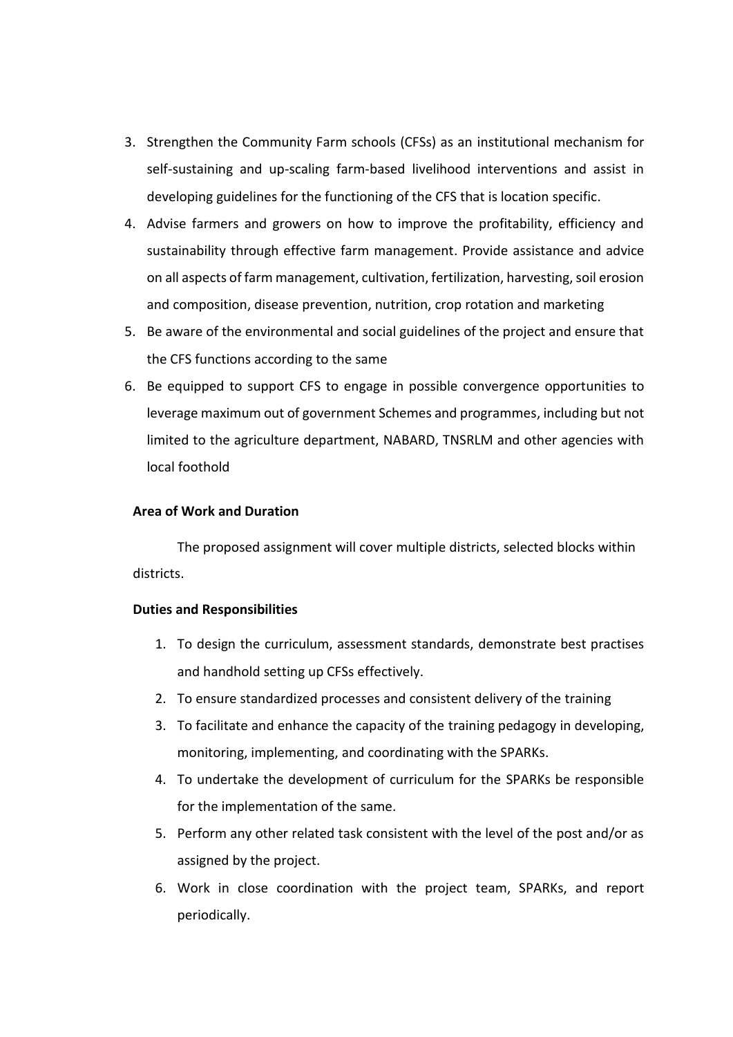3. Strengthen the Community Farm schools (CFSs) as an institutional mechanism for self-sustaining and up-scaling farm-based livelihood interventions and assist in developing guidelines for the functioning of the CFS that is location specific.
4. Advise farmers and growers on how to improve the profitability, efficiency and sustainability through effective farm management. Provide assistance and advice on all aspects of farm management, cultivation, fertilization, harvesting, soil erosion and composition, disease prevention, nutrition, crop rotation and marketing
5. Be aware of the environmental and social guidelines of the project and ensure that the CFS functions according to the same
6. Be equipped to support CFS to engage in possible convergence opportunities to leverage maximum out of government Schemes and programmes, including but not limited to the agriculture department, NABARD, TNSRLM and other agencies with local foothold

**Area of Work and Duration**

The proposed assignment will cover multiple districts, selected blocks within districts.

**Duties and Responsibilities**

1. To design the curriculum, assessment standards, demonstrate best practises and handhold setting up CFSs effectively.
2. To ensure standardized processes and consistent delivery of the training
3. To facilitate and enhance the capacity of the training pedagogy in developing, monitoring, implementing, and coordinating with the SPARKs.
4. To undertake the development of curriculum for the SPARKs be responsible for the implementation of the same.
5. Perform any other related task consistent with the level of the post and/or as assigned by the project.
6. Work in close coordination with the project team, SPARKs, and report periodically.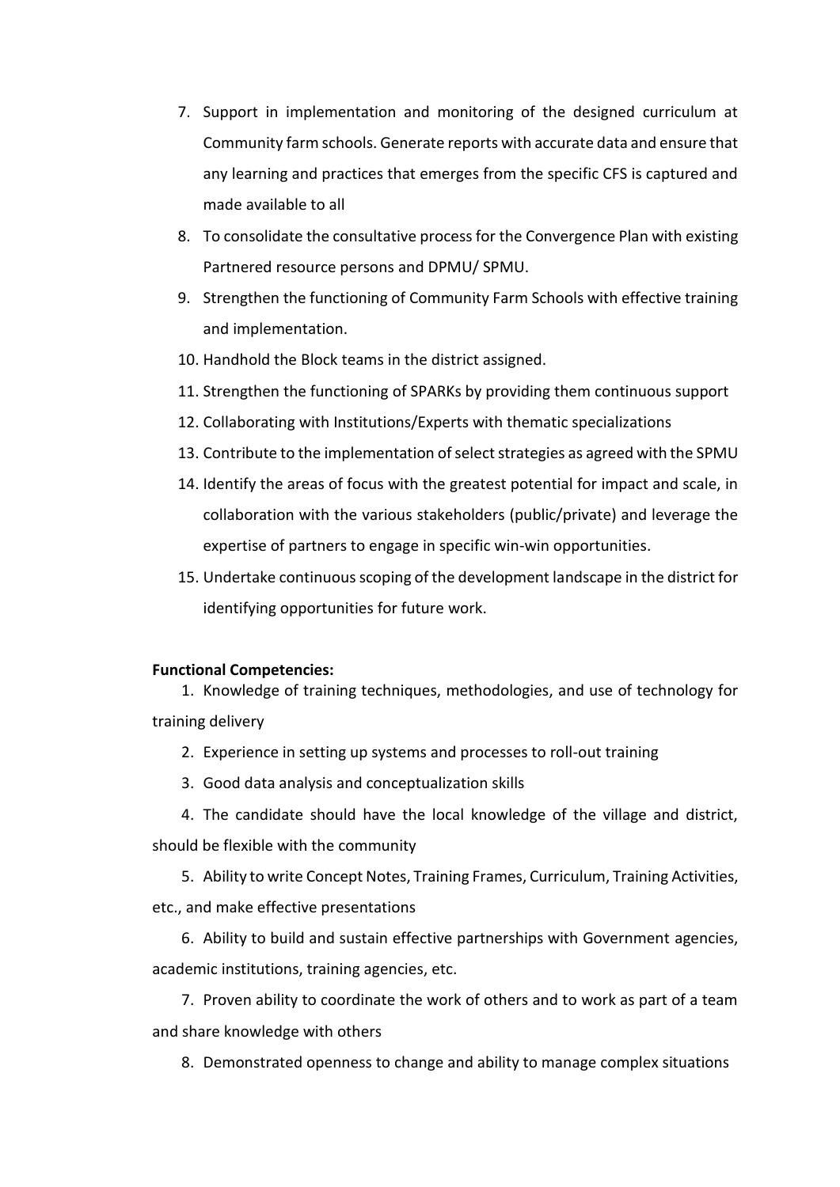7. Support in implementation and monitoring of the designed curriculum at Community farm schools. Generate reports with accurate data and ensure that any learning and practices that emerges from the specific CFS is captured and made available to all
8. To consolidate the consultative process for the Convergence Plan with existing Partnered resource persons and DPMU/ SPMU.
9. Strengthen the functioning of Community Farm Schools with effective training and implementation.
10. Handhold the Block teams in the district assigned.
11. Strengthen the functioning of SPARKs by providing them continuous support
12. Collaborating with Institutions/Experts with thematic specializations
13. Contribute to the implementation of select strategies as agreed with the SPMU
14. Identify the areas of focus with the greatest potential for impact and scale, in collaboration with the various stakeholders (public/private) and leverage the expertise of partners to engage in specific win-win opportunities.
15. Undertake continuous scoping of the development landscape in the district for identifying opportunities for future work.

**Functional Competencies:**

1. Knowledge of training techniques, methodologies, and use of technology for training delivery
2. Experience in setting up systems and processes to roll-out training
3. Good data analysis and conceptualization skills
4. The candidate should have the local knowledge of the village and district, should be flexible with the community
5. Ability to write Concept Notes, Training Frames, Curriculum, Training Activities, etc., and make effective presentations
6. Ability to build and sustain effective partnerships with Government agencies, academic institutions, training agencies, etc.
7. Proven ability to coordinate the work of others and to work as part of a team and share knowledge with others
8. Demonstrated openness to change and ability to manage complex situations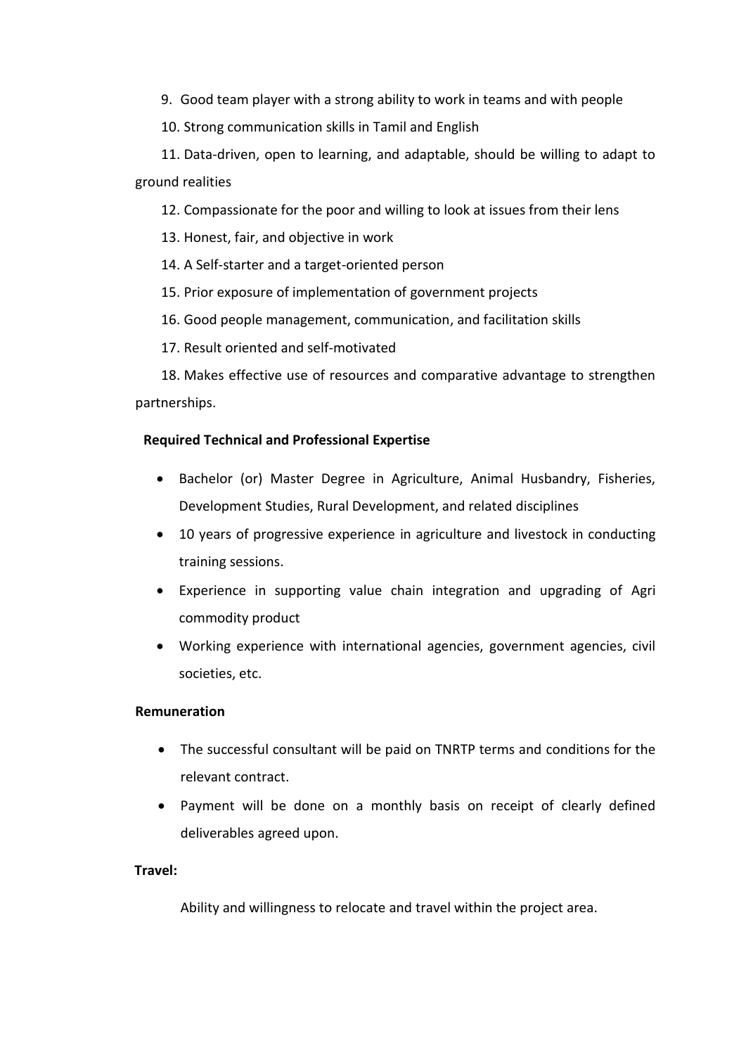9. Good team player with a strong ability to work in teams and with people
10. Strong communication skills in Tamil and English
11. Data-driven, open to learning, and adaptable, should be willing to adapt to ground realities
12. Compassionate for the poor and willing to look at issues from their lens
13. Honest, fair, and objective in work
14. A Self-starter and a target-oriented person
15. Prior exposure of implementation of government projects
16. Good people management, communication, and facilitation skills
17. Result oriented and self-motivated
18. Makes effective use of resources and comparative advantage to strengthen partnerships.

**Required Technical and Professional Expertise**

- Bachelor (or) Master Degree in Agriculture, Animal Husbandry, Fisheries, Development Studies, Rural Development, and related disciplines
- 10 years of progressive experience in agriculture and livestock in conducting training sessions.
- Experience in supporting value chain integration and upgrading of Agri commodity product
- Working experience with international agencies, government agencies, civil societies, etc.

**Remuneration**

- The successful consultant will be paid on TNRTP terms and conditions for the relevant contract.
- Payment will be done on a monthly basis on receipt of clearly defined deliverables agreed upon.

**Travel:**

Ability and willingness to relocate and travel within the project area.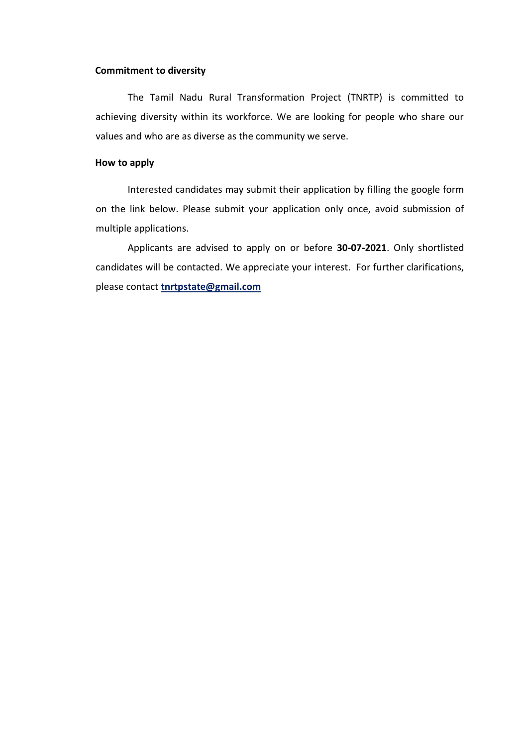**Commitment to diversity**

The Tamil Nadu Rural Transformation Project (TNRTP) is committed to achieving diversity within its workforce. We are looking for people who share our values and who are as diverse as the community we serve.

**How to apply**

Interested candidates may submit their application by filling the google form on the link below. Please submit your application only once, avoid submission of multiple applications.

Applicants are advised to apply on or before **30-07-2021**. Only shortlisted candidates will be contacted. We appreciate your interest. For further clarifications, please contact **tnrtpstate@gmail.com**